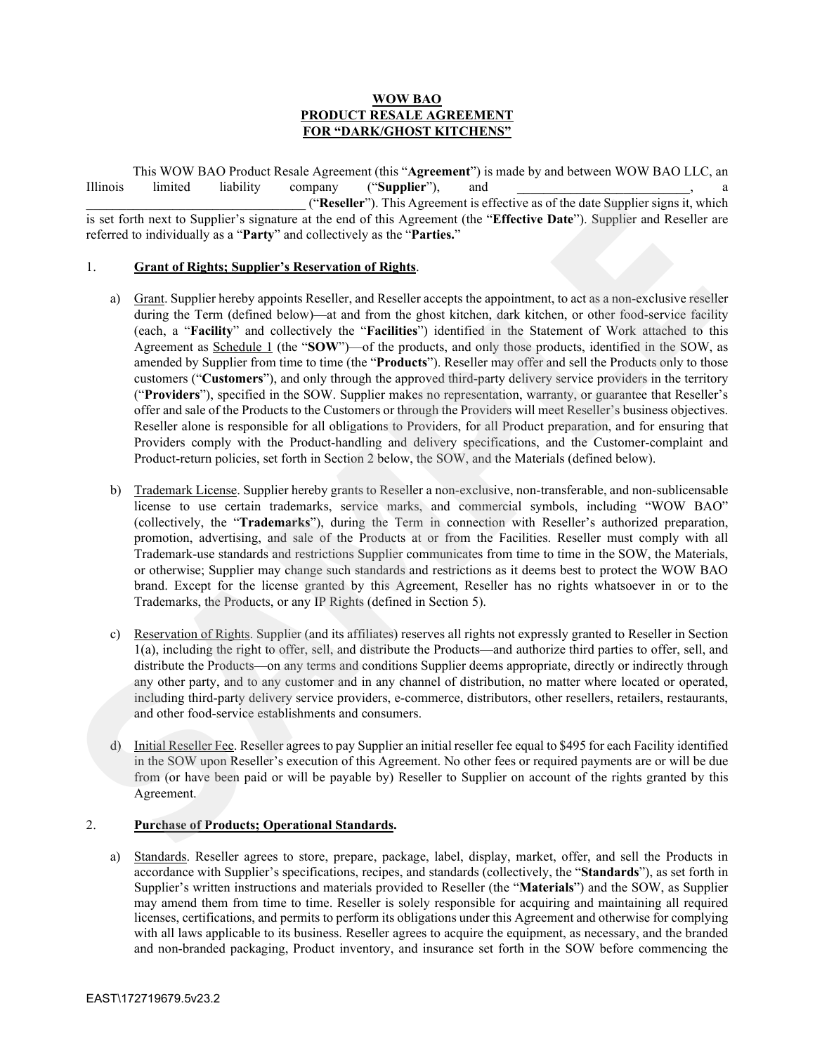**WOW BAO**
**PRODUCT RESALE AGREEMENT**
**FOR "DARK/GHOST KITCHENS"**

This WOW BAO Product Resale Agreement (this "**Agreement**") is made by and between WOW BAO LLC, an Illinois limited liability company ("**Supplier**"), and ___________________________, a ___________________________________ ("**Reseller**"). This Agreement is effective as of the date Supplier signs it, which is set forth next to Supplier's signature at the end of this Agreement (the "**Effective Date**"). Supplier and Reseller are referred to individually as a "**Party**" and collectively as the "**Parties.**"

1. **Grant of Rights; Supplier's Reservation of Rights**.

   a) Grant. Supplier hereby appoints Reseller, and Reseller accepts the appointment, to act as a non-exclusive reseller during the Term (defined below)—at and from the ghost kitchen, dark kitchen, or other food-service facility (each, a "**Facility**" and collectively the "**Facilities**") identified in the Statement of Work attached to this Agreement as Schedule 1 (the "**SOW**")—of the products, and only those products, identified in the SOW, as amended by Supplier from time to time (the "**Products**"). Reseller may offer and sell the Products only to those customers ("**Customers**"), and only through the approved third-party delivery service providers in the territory ("**Providers**"), specified in the SOW. Supplier makes no representation, warranty, or guarantee that Reseller's offer and sale of the Products to the Customers or through the Providers will meet Reseller's business objectives. Reseller alone is responsible for all obligations to Providers, for all Product preparation, and for ensuring that Providers comply with the Product-handling and delivery specifications, and the Customer-complaint and Product-return policies, set forth in Section 2 below, the SOW, and the Materials (defined below).

   b) Trademark License. Supplier hereby grants to Reseller a non-exclusive, non-transferable, and non-sublicensable license to use certain trademarks, service marks, and commercial symbols, including "WOW BAO" (collectively, the "**Trademarks**"), during the Term in connection with Reseller's authorized preparation, promotion, advertising, and sale of the Products at or from the Facilities. Reseller must comply with all Trademark-use standards and restrictions Supplier communicates from time to time in the SOW, the Materials, or otherwise; Supplier may change such standards and restrictions as it deems best to protect the WOW BAO brand. Except for the license granted by this Agreement, Reseller has no rights whatsoever in or to the Trademarks, the Products, or any IP Rights (defined in Section 5).

   c) Reservation of Rights. Supplier (and its affiliates) reserves all rights not expressly granted to Reseller in Section 1(a), including the right to offer, sell, and distribute the Products—and authorize third parties to offer, sell, and distribute the Products—on any terms and conditions Supplier deems appropriate, directly or indirectly through any other party, and to any customer and in any channel of distribution, no matter where located or operated, including third-party delivery service providers, e-commerce, distributors, other resellers, retailers, restaurants, and other food-service establishments and consumers.

   d) Initial Reseller Fee. Reseller agrees to pay Supplier an initial reseller fee equal to $495 for each Facility identified in the SOW upon Reseller's execution of this Agreement. No other fees or required payments are or will be due from (or have been paid or will be payable by) Reseller to Supplier on account of the rights granted by this Agreement.

2. **Purchase of Products; Operational Standards.**

   a) Standards. Reseller agrees to store, prepare, package, label, display, market, offer, and sell the Products in accordance with Supplier's specifications, recipes, and standards (collectively, the "**Standards**"), as set forth in Supplier's written instructions and materials provided to Reseller (the "**Materials**") and the SOW, as Supplier may amend them from time to time. Reseller is solely responsible for acquiring and maintaining all required licenses, certifications, and permits to perform its obligations under this Agreement and otherwise for complying with all laws applicable to its business. Reseller agrees to acquire the equipment, as necessary, and the branded and non-branded packaging, Product inventory, and insurance set forth in the SOW before commencing the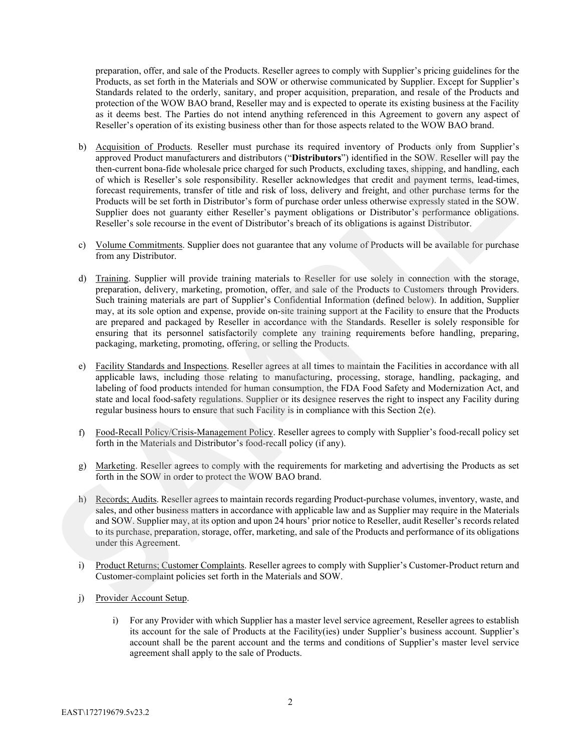preparation, offer, and sale of the Products. Reseller agrees to comply with Supplier's pricing guidelines for the Products, as set forth in the Materials and SOW or otherwise communicated by Supplier. Except for Supplier's Standards related to the orderly, sanitary, and proper acquisition, preparation, and resale of the Products and protection of the WOW BAO brand, Reseller may and is expected to operate its existing business at the Facility as it deems best. The Parties do not intend anything referenced in this Agreement to govern any aspect of Reseller's operation of its existing business other than for those aspects related to the WOW BAO brand.

b) Acquisition of Products. Reseller must purchase its required inventory of Products only from Supplier's approved Product manufacturers and distributors ("**Distributors**") identified in the SOW. Reseller will pay the then-current bona-fide wholesale price charged for such Products, excluding taxes, shipping, and handling, each of which is Reseller's sole responsibility. Reseller acknowledges that credit and payment terms, lead-times, forecast requirements, transfer of title and risk of loss, delivery and freight, and other purchase terms for the Products will be set forth in Distributor's form of purchase order unless otherwise expressly stated in the SOW. Supplier does not guaranty either Reseller's payment obligations or Distributor's performance obligations. Reseller's sole recourse in the event of Distributor's breach of its obligations is against Distributor.

c) Volume Commitments. Supplier does not guarantee that any volume of Products will be available for purchase from any Distributor.

d) Training. Supplier will provide training materials to Reseller for use solely in connection with the storage, preparation, delivery, marketing, promotion, offer, and sale of the Products to Customers through Providers. Such training materials are part of Supplier's Confidential Information (defined below). In addition, Supplier may, at its sole option and expense, provide on-site training support at the Facility to ensure that the Products are prepared and packaged by Reseller in accordance with the Standards. Reseller is solely responsible for ensuring that its personnel satisfactorily complete any training requirements before handling, preparing, packaging, marketing, promoting, offering, or selling the Products.

e) Facility Standards and Inspections. Reseller agrees at all times to maintain the Facilities in accordance with all applicable laws, including those relating to manufacturing, processing, storage, handling, packaging, and labeling of food products intended for human consumption, the FDA Food Safety and Modernization Act, and state and local food-safety regulations. Supplier or its designee reserves the right to inspect any Facility during regular business hours to ensure that such Facility is in compliance with this Section 2(e).

f) Food-Recall Policy/Crisis-Management Policy. Reseller agrees to comply with Supplier's food-recall policy set forth in the Materials and Distributor's food-recall policy (if any).

g) Marketing. Reseller agrees to comply with the requirements for marketing and advertising the Products as set forth in the SOW in order to protect the WOW BAO brand.

h) Records; Audits. Reseller agrees to maintain records regarding Product-purchase volumes, inventory, waste, and sales, and other business matters in accordance with applicable law and as Supplier may require in the Materials and SOW. Supplier may, at its option and upon 24 hours' prior notice to Reseller, audit Reseller's records related to its purchase, preparation, storage, offer, marketing, and sale of the Products and performance of its obligations under this Agreement.

i) Product Returns; Customer Complaints. Reseller agrees to comply with Supplier's Customer-Product return and Customer-complaint policies set forth in the Materials and SOW.

j) Provider Account Setup.

   i) For any Provider with which Supplier has a master level service agreement, Reseller agrees to establish its account for the sale of Products at the Facility(ies) under Supplier's business account. Supplier's account shall be the parent account and the terms and conditions of Supplier's master level service agreement shall apply to the sale of Products.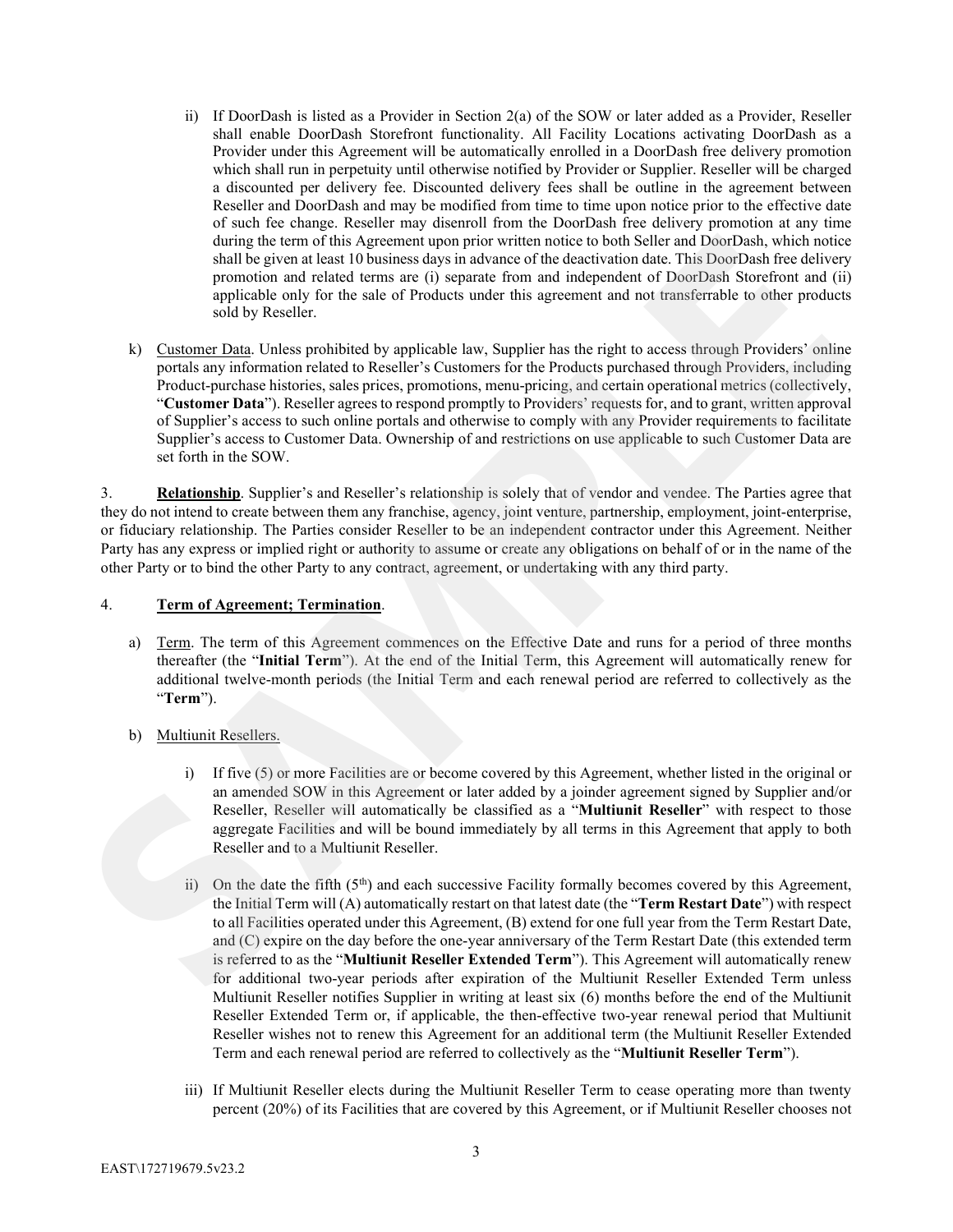ii) If DoorDash is listed as a Provider in Section 2(a) of the SOW or later added as a Provider, Reseller shall enable DoorDash Storefront functionality. All Facility Locations activating DoorDash as a Provider under this Agreement will be automatically enrolled in a DoorDash free delivery promotion which shall run in perpetuity until otherwise notified by Provider or Supplier. Reseller will be charged a discounted per delivery fee. Discounted delivery fees shall be outline in the agreement between Reseller and DoorDash and may be modified from time to time upon notice prior to the effective date of such fee change. Reseller may disenroll from the DoorDash free delivery promotion at any time during the term of this Agreement upon prior written notice to both Seller and DoorDash, which notice shall be given at least 10 business days in advance of the deactivation date. This DoorDash free delivery promotion and related terms are (i) separate from and independent of DoorDash Storefront and (ii) applicable only for the sale of Products under this agreement and not transferrable to other products sold by Reseller.

k) Customer Data. Unless prohibited by applicable law, Supplier has the right to access through Providers' online portals any information related to Reseller's Customers for the Products purchased through Providers, including Product-purchase histories, sales prices, promotions, menu-pricing, and certain operational metrics (collectively, "**Customer Data**"). Reseller agrees to respond promptly to Providers' requests for, and to grant, written approval of Supplier's access to such online portals and otherwise to comply with any Provider requirements to facilitate Supplier's access to Customer Data. Ownership of and restrictions on use applicable to such Customer Data are set forth in the SOW.

3. **Relationship**. Supplier's and Reseller's relationship is solely that of vendor and vendee. The Parties agree that they do not intend to create between them any franchise, agency, joint venture, partnership, employment, joint-enterprise, or fiduciary relationship. The Parties consider Reseller to be an independent contractor under this Agreement. Neither Party has any express or implied right or authority to assume or create any obligations on behalf of or in the name of the other Party or to bind the other Party to any contract, agreement, or undertaking with any third party.

4. **Term of Agreement; Termination**.

a) Term. The term of this Agreement commences on the Effective Date and runs for a period of three months thereafter (the "**Initial Term**"). At the end of the Initial Term, this Agreement will automatically renew for additional twelve-month periods (the Initial Term and each renewal period are referred to collectively as the "**Term**").

b) Multiunit Resellers.

i) If five (5) or more Facilities are or become covered by this Agreement, whether listed in the original or an amended SOW in this Agreement or later added by a joinder agreement signed by Supplier and/or Reseller, Reseller will automatically be classified as a "**Multiunit Reseller**" with respect to those aggregate Facilities and will be bound immediately by all terms in this Agreement that apply to both Reseller and to a Multiunit Reseller.

ii) On the date the fifth (5th) and each successive Facility formally becomes covered by this Agreement, the Initial Term will (A) automatically restart on that latest date (the "**Term Restart Date**") with respect to all Facilities operated under this Agreement, (B) extend for one full year from the Term Restart Date, and (C) expire on the day before the one-year anniversary of the Term Restart Date (this extended term is referred to as the "**Multiunit Reseller Extended Term**"). This Agreement will automatically renew for additional two-year periods after expiration of the Multiunit Reseller Extended Term unless Multiunit Reseller notifies Supplier in writing at least six (6) months before the end of the Multiunit Reseller Extended Term or, if applicable, the then-effective two-year renewal period that Multiunit Reseller wishes not to renew this Agreement for an additional term (the Multiunit Reseller Extended Term and each renewal period are referred to collectively as the "**Multiunit Reseller Term**").

iii) If Multiunit Reseller elects during the Multiunit Reseller Term to cease operating more than twenty percent (20%) of its Facilities that are covered by this Agreement, or if Multiunit Reseller chooses not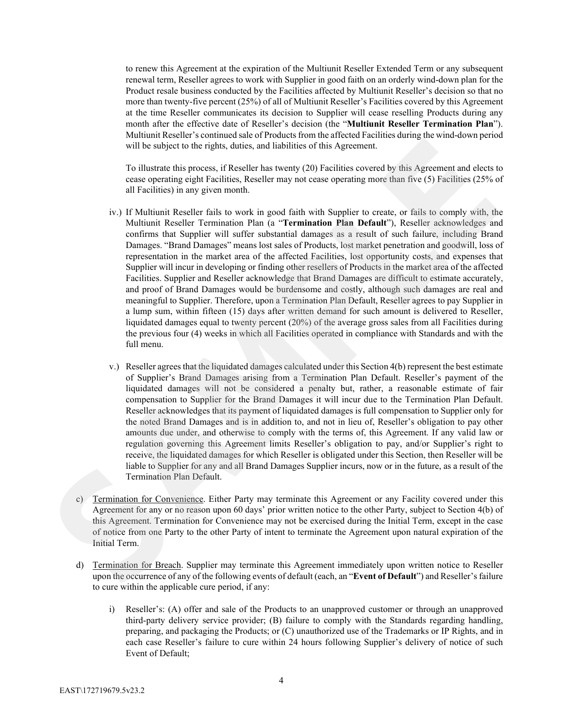to renew this Agreement at the expiration of the Multiunit Reseller Extended Term or any subsequent renewal term, Reseller agrees to work with Supplier in good faith on an orderly wind-down plan for the Product resale business conducted by the Facilities affected by Multiunit Reseller's decision so that no more than twenty-five percent (25%) of all of Multiunit Reseller's Facilities covered by this Agreement at the time Reseller communicates its decision to Supplier will cease reselling Products during any month after the effective date of Reseller's decision (the "**Multiunit Reseller Termination Plan**"). Multiunit Reseller's continued sale of Products from the affected Facilities during the wind-down period will be subject to the rights, duties, and liabilities of this Agreement.

To illustrate this process, if Reseller has twenty (20) Facilities covered by this Agreement and elects to cease operating eight Facilities, Reseller may not cease operating more than five (5) Facilities (25% of all Facilities) in any given month.

iv.) If Multiunit Reseller fails to work in good faith with Supplier to create, or fails to comply with, the Multiunit Reseller Termination Plan (a "**Termination Plan Default**"), Reseller acknowledges and confirms that Supplier will suffer substantial damages as a result of such failure, including Brand Damages. "Brand Damages" means lost sales of Products, lost market penetration and goodwill, loss of representation in the market area of the affected Facilities, lost opportunity costs, and expenses that Supplier will incur in developing or finding other resellers of Products in the market area of the affected Facilities. Supplier and Reseller acknowledge that Brand Damages are difficult to estimate accurately, and proof of Brand Damages would be burdensome and costly, although such damages are real and meaningful to Supplier. Therefore, upon a Termination Plan Default, Reseller agrees to pay Supplier in a lump sum, within fifteen (15) days after written demand for such amount is delivered to Reseller, liquidated damages equal to twenty percent (20%) of the average gross sales from all Facilities during the previous four (4) weeks in which all Facilities operated in compliance with Standards and with the full menu.

v.) Reseller agrees that the liquidated damages calculated under this Section 4(b) represent the best estimate of Supplier's Brand Damages arising from a Termination Plan Default. Reseller's payment of the liquidated damages will not be considered a penalty but, rather, a reasonable estimate of fair compensation to Supplier for the Brand Damages it will incur due to the Termination Plan Default. Reseller acknowledges that its payment of liquidated damages is full compensation to Supplier only for the noted Brand Damages and is in addition to, and not in lieu of, Reseller's obligation to pay other amounts due under, and otherwise to comply with the terms of, this Agreement. If any valid law or regulation governing this Agreement limits Reseller's obligation to pay, and/or Supplier's right to receive, the liquidated damages for which Reseller is obligated under this Section, then Reseller will be liable to Supplier for any and all Brand Damages Supplier incurs, now or in the future, as a result of the Termination Plan Default.

c) Termination for Convenience. Either Party may terminate this Agreement or any Facility covered under this Agreement for any or no reason upon 60 days' prior written notice to the other Party, subject to Section 4(b) of this Agreement. Termination for Convenience may not be exercised during the Initial Term, except in the case of notice from one Party to the other Party of intent to terminate the Agreement upon natural expiration of the Initial Term.

d) Termination for Breach. Supplier may terminate this Agreement immediately upon written notice to Reseller upon the occurrence of any of the following events of default (each, an "**Event of Default**") and Reseller's failure to cure within the applicable cure period, if any:

i) Reseller's: (A) offer and sale of the Products to an unapproved customer or through an unapproved third-party delivery service provider; (B) failure to comply with the Standards regarding handling, preparing, and packaging the Products; or (C) unauthorized use of the Trademarks or IP Rights, and in each case Reseller's failure to cure within 24 hours following Supplier's delivery of notice of such Event of Default;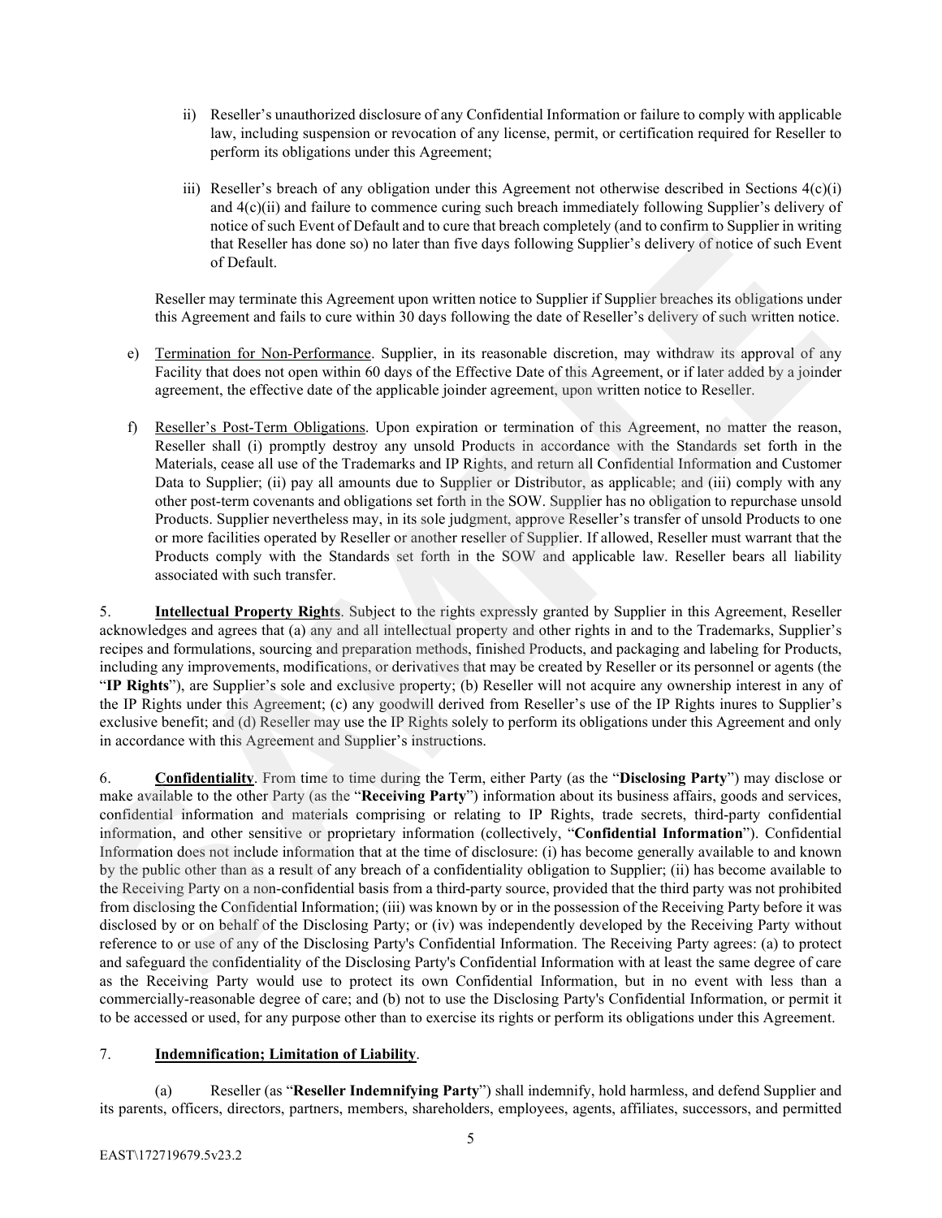ii) Reseller's unauthorized disclosure of any Confidential Information or failure to comply with applicable law, including suspension or revocation of any license, permit, or certification required for Reseller to perform its obligations under this Agreement;

iii) Reseller's breach of any obligation under this Agreement not otherwise described in Sections 4(c)(i) and 4(c)(ii) and failure to commence curing such breach immediately following Supplier's delivery of notice of such Event of Default and to cure that breach completely (and to confirm to Supplier in writing that Reseller has done so) no later than five days following Supplier's delivery of notice of such Event of Default.

Reseller may terminate this Agreement upon written notice to Supplier if Supplier breaches its obligations under this Agreement and fails to cure within 30 days following the date of Reseller's delivery of such written notice.

e) Termination for Non-Performance. Supplier, in its reasonable discretion, may withdraw its approval of any Facility that does not open within 60 days of the Effective Date of this Agreement, or if later added by a joinder agreement, the effective date of the applicable joinder agreement, upon written notice to Reseller.

f) Reseller's Post-Term Obligations. Upon expiration or termination of this Agreement, no matter the reason, Reseller shall (i) promptly destroy any unsold Products in accordance with the Standards set forth in the Materials, cease all use of the Trademarks and IP Rights, and return all Confidential Information and Customer Data to Supplier; (ii) pay all amounts due to Supplier or Distributor, as applicable; and (iii) comply with any other post-term covenants and obligations set forth in the SOW. Supplier has no obligation to repurchase unsold Products. Supplier nevertheless may, in its sole judgment, approve Reseller's transfer of unsold Products to one or more facilities operated by Reseller or another reseller of Supplier. If allowed, Reseller must warrant that the Products comply with the Standards set forth in the SOW and applicable law. Reseller bears all liability associated with such transfer.

5. **Intellectual Property Rights**. Subject to the rights expressly granted by Supplier in this Agreement, Reseller acknowledges and agrees that (a) any and all intellectual property and other rights in and to the Trademarks, Supplier's recipes and formulations, sourcing and preparation methods, finished Products, and packaging and labeling for Products, including any improvements, modifications, or derivatives that may be created by Reseller or its personnel or agents (the "**IP Rights**"), are Supplier's sole and exclusive property; (b) Reseller will not acquire any ownership interest in any of the IP Rights under this Agreement; (c) any goodwill derived from Reseller's use of the IP Rights inures to Supplier's exclusive benefit; and (d) Reseller may use the IP Rights solely to perform its obligations under this Agreement and only in accordance with this Agreement and Supplier's instructions.

6. **Confidentiality**. From time to time during the Term, either Party (as the "**Disclosing Party**") may disclose or make available to the other Party (as the "**Receiving Party**") information about its business affairs, goods and services, confidential information and materials comprising or relating to IP Rights, trade secrets, third-party confidential information, and other sensitive or proprietary information (collectively, "**Confidential Information**"). Confidential Information does not include information that at the time of disclosure: (i) has become generally available to and known by the public other than as a result of any breach of a confidentiality obligation to Supplier; (ii) has become available to the Receiving Party on a non-confidential basis from a third-party source, provided that the third party was not prohibited from disclosing the Confidential Information; (iii) was known by or in the possession of the Receiving Party before it was disclosed by or on behalf of the Disclosing Party; or (iv) was independently developed by the Receiving Party without reference to or use of any of the Disclosing Party's Confidential Information. The Receiving Party agrees: (a) to protect and safeguard the confidentiality of the Disclosing Party's Confidential Information with at least the same degree of care as the Receiving Party would use to protect its own Confidential Information, but in no event with less than a commercially-reasonable degree of care; and (b) not to use the Disclosing Party's Confidential Information, or permit it to be accessed or used, for any purpose other than to exercise its rights or perform its obligations under this Agreement.

7. **Indemnification; Limitation of Liability**.

(a) Reseller (as "**Reseller Indemnifying Party**") shall indemnify, hold harmless, and defend Supplier and its parents, officers, directors, partners, members, shareholders, employees, agents, affiliates, successors, and permitted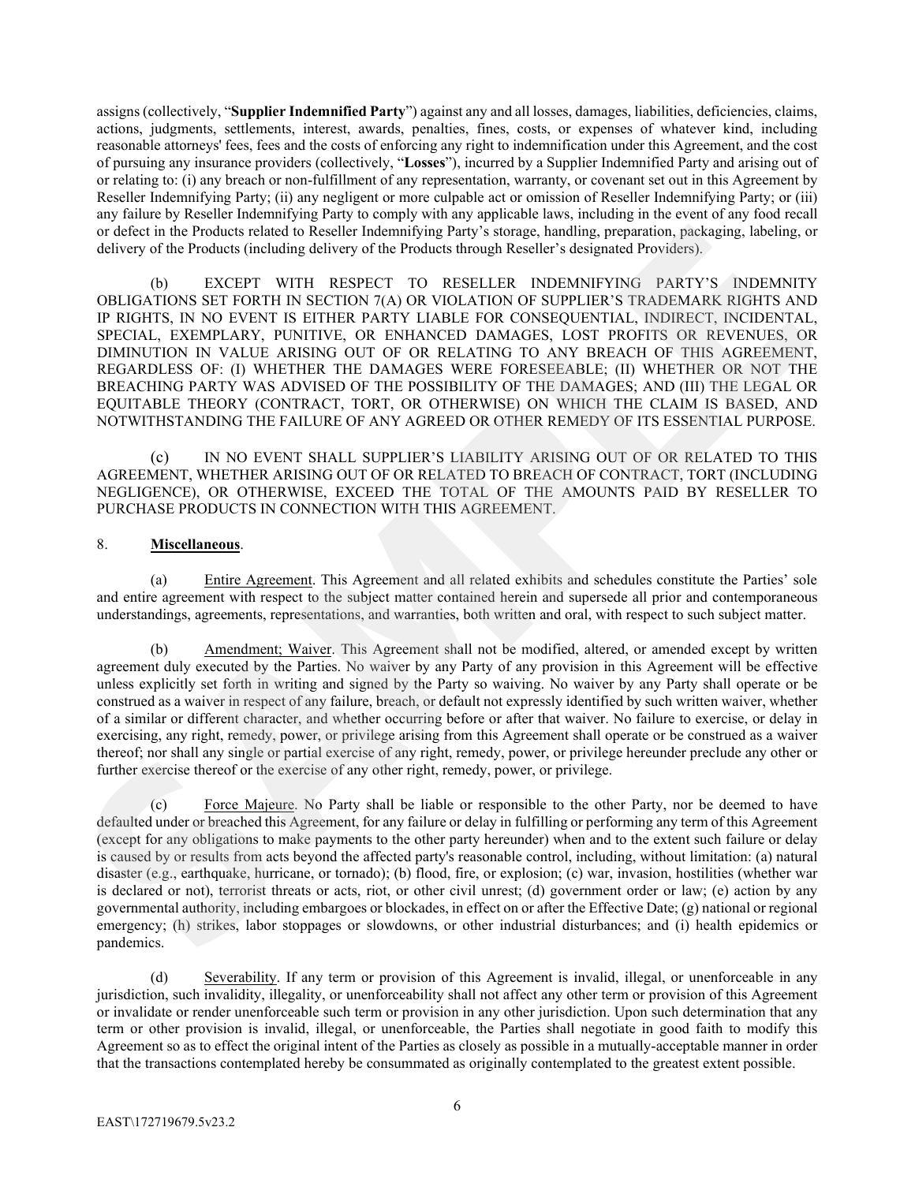assigns (collectively, "**Supplier Indemnified Party**") against any and all losses, damages, liabilities, deficiencies, claims, actions, judgments, settlements, interest, awards, penalties, fines, costs, or expenses of whatever kind, including reasonable attorneys' fees, fees and the costs of enforcing any right to indemnification under this Agreement, and the cost of pursuing any insurance providers (collectively, "**Losses**"), incurred by a Supplier Indemnified Party and arising out of or relating to: (i) any breach or non-fulfillment of any representation, warranty, or covenant set out in this Agreement by Reseller Indemnifying Party; (ii) any negligent or more culpable act or omission of Reseller Indemnifying Party; or (iii) any failure by Reseller Indemnifying Party to comply with any applicable laws, including in the event of any food recall or defect in the Products related to Reseller Indemnifying Party's storage, handling, preparation, packaging, labeling, or delivery of the Products (including delivery of the Products through Reseller's designated Providers).

(b) EXCEPT WITH RESPECT TO RESELLER INDEMNIFYING PARTY'S INDEMNITY OBLIGATIONS SET FORTH IN SECTION 7(A) OR VIOLATION OF SUPPLIER'S TRADEMARK RIGHTS AND IP RIGHTS, IN NO EVENT IS EITHER PARTY LIABLE FOR CONSEQUENTIAL, INDIRECT, INCIDENTAL, SPECIAL, EXEMPLARY, PUNITIVE, OR ENHANCED DAMAGES, LOST PROFITS OR REVENUES, OR DIMINUTION IN VALUE ARISING OUT OF OR RELATING TO ANY BREACH OF THIS AGREEMENT, REGARDLESS OF: (I) WHETHER THE DAMAGES WERE FORESEEABLE; (II) WHETHER OR NOT THE BREACHING PARTY WAS ADVISED OF THE POSSIBILITY OF THE DAMAGES; AND (III) THE LEGAL OR EQUITABLE THEORY (CONTRACT, TORT, OR OTHERWISE) ON WHICH THE CLAIM IS BASED, AND NOTWITHSTANDING THE FAILURE OF ANY AGREED OR OTHER REMEDY OF ITS ESSENTIAL PURPOSE.

(c) IN NO EVENT SHALL SUPPLIER'S LIABILITY ARISING OUT OF OR RELATED TO THIS AGREEMENT, WHETHER ARISING OUT OF OR RELATED TO BREACH OF CONTRACT, TORT (INCLUDING NEGLIGENCE), OR OTHERWISE, EXCEED THE TOTAL OF THE AMOUNTS PAID BY RESELLER TO PURCHASE PRODUCTS IN CONNECTION WITH THIS AGREEMENT.

8. **Miscellaneous**.

(a) Entire Agreement. This Agreement and all related exhibits and schedules constitute the Parties' sole and entire agreement with respect to the subject matter contained herein and supersede all prior and contemporaneous understandings, agreements, representations, and warranties, both written and oral, with respect to such subject matter.

(b) Amendment; Waiver. This Agreement shall not be modified, altered, or amended except by written agreement duly executed by the Parties. No waiver by any Party of any provision in this Agreement will be effective unless explicitly set forth in writing and signed by the Party so waiving. No waiver by any Party shall operate or be construed as a waiver in respect of any failure, breach, or default not expressly identified by such written waiver, whether of a similar or different character, and whether occurring before or after that waiver. No failure to exercise, or delay in exercising, any right, remedy, power, or privilege arising from this Agreement shall operate or be construed as a waiver thereof; nor shall any single or partial exercise of any right, remedy, power, or privilege hereunder preclude any other or further exercise thereof or the exercise of any other right, remedy, power, or privilege.

(c) Force Majeure. No Party shall be liable or responsible to the other Party, nor be deemed to have defaulted under or breached this Agreement, for any failure or delay in fulfilling or performing any term of this Agreement (except for any obligations to make payments to the other party hereunder) when and to the extent such failure or delay is caused by or results from acts beyond the affected party's reasonable control, including, without limitation: (a) natural disaster (e.g., earthquake, hurricane, or tornado); (b) flood, fire, or explosion; (c) war, invasion, hostilities (whether war is declared or not), terrorist threats or acts, riot, or other civil unrest; (d) government order or law; (e) action by any governmental authority, including embargoes or blockades, in effect on or after the Effective Date; (g) national or regional emergency; (h) strikes, labor stoppages or slowdowns, or other industrial disturbances; and (i) health epidemics or pandemics.

(d) Severability. If any term or provision of this Agreement is invalid, illegal, or unenforceable in any jurisdiction, such invalidity, illegality, or unenforceability shall not affect any other term or provision of this Agreement or invalidate or render unenforceable such term or provision in any other jurisdiction. Upon such determination that any term or other provision is invalid, illegal, or unenforceable, the Parties shall negotiate in good faith to modify this Agreement so as to effect the original intent of the Parties as closely as possible in a mutually-acceptable manner in order that the transactions contemplated hereby be consummated as originally contemplated to the greatest extent possible.

EAST\172719679.5v23.2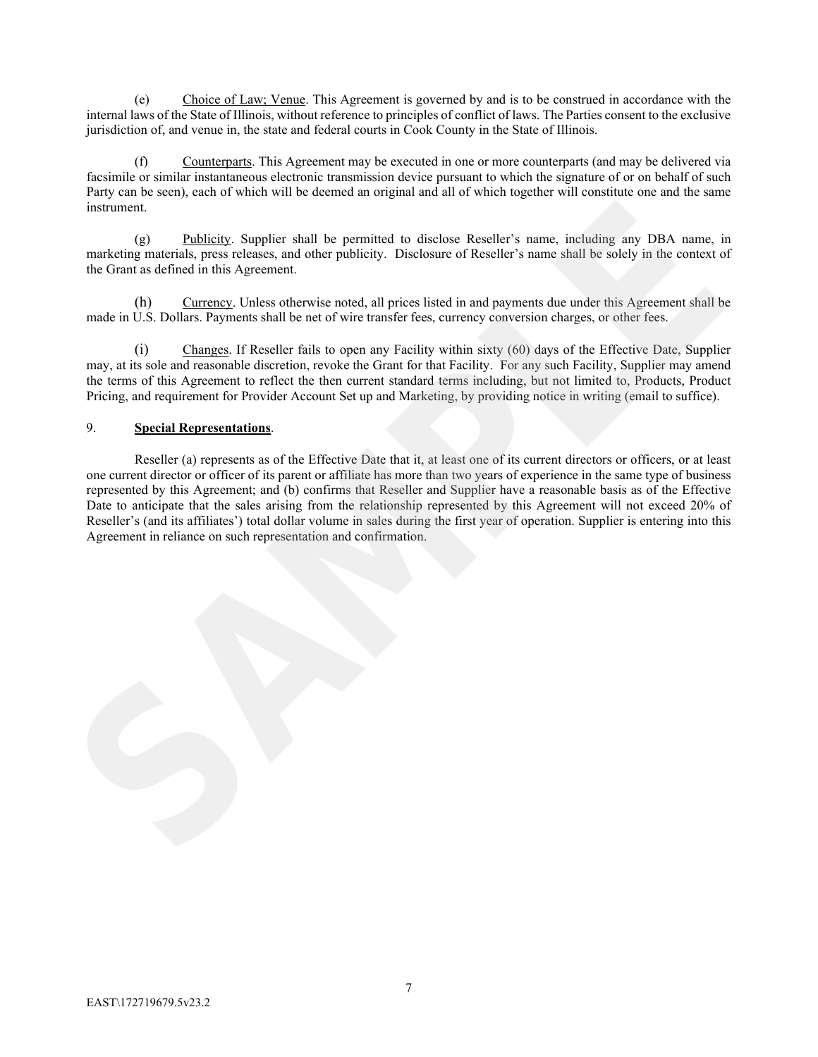(e) Choice of Law; Venue. This Agreement is governed by and is to be construed in accordance with the internal laws of the State of Illinois, without reference to principles of conflict of laws. The Parties consent to the exclusive jurisdiction of, and venue in, the state and federal courts in Cook County in the State of Illinois.

(f) Counterparts. This Agreement may be executed in one or more counterparts (and may be delivered via facsimile or similar instantaneous electronic transmission device pursuant to which the signature of or on behalf of such Party can be seen), each of which will be deemed an original and all of which together will constitute one and the same instrument.

(g) Publicity. Supplier shall be permitted to disclose Reseller's name, including any DBA name, in marketing materials, press releases, and other publicity. Disclosure of Reseller's name shall be solely in the context of the Grant as defined in this Agreement.

(h) Currency. Unless otherwise noted, all prices listed in and payments due under this Agreement shall be made in U.S. Dollars. Payments shall be net of wire transfer fees, currency conversion charges, or other fees.

(i) Changes. If Reseller fails to open any Facility within sixty (60) days of the Effective Date, Supplier may, at its sole and reasonable discretion, revoke the Grant for that Facility. For any such Facility, Supplier may amend the terms of this Agreement to reflect the then current standard terms including, but not limited to, Products, Product Pricing, and requirement for Provider Account Set up and Marketing, by providing notice in writing (email to suffice).

9. **Special Representations**.

Reseller (a) represents as of the Effective Date that it, at least one of its current directors or officers, or at least one current director or officer of its parent or affiliate has more than two years of experience in the same type of business represented by this Agreement; and (b) confirms that Reseller and Supplier have a reasonable basis as of the Effective Date to anticipate that the sales arising from the relationship represented by this Agreement will not exceed 20% of Reseller's (and its affiliates') total dollar volume in sales during the first year of operation. Supplier is entering into this Agreement in reliance on such representation and confirmation.

EAST\172719679.5v23.2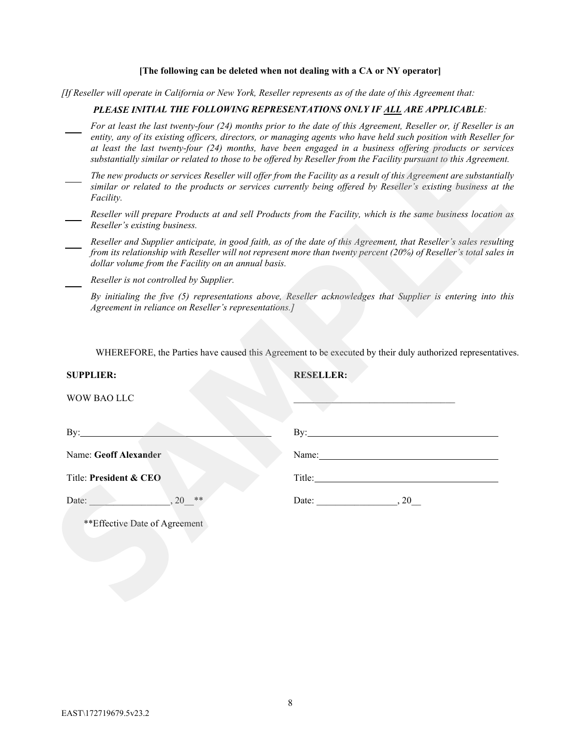**[The following can be deleted when not dealing with a CA or NY operator]**

*[If Reseller will operate in California or New York, Reseller represents as of the date of this Agreement that:*

***PLEASE INITIAL THE FOLLOWING REPRESENTATIONS ONLY IF ALL ARE APPLICABLE:***

____ *For at least the last twenty-four (24) months prior to the date of this Agreement, Reseller or, if Reseller is an entity, any of its existing officers, directors, or managing agents who have held such position with Reseller for at least the last twenty-four (24) months, have been engaged in a business offering products or services substantially similar or related to those to be offered by Reseller from the Facility pursuant to this Agreement.*

____ *The new products or services Reseller will offer from the Facility as a result of this Agreement are substantially similar or related to the products or services currently being offered by Reseller's existing business at the Facility.*

____ *Reseller will prepare Products at and sell Products from the Facility, which is the same business location as Reseller's existing business.*

____ *Reseller and Supplier anticipate, in good faith, as of the date of this Agreement, that Reseller's sales resulting from its relationship with Reseller will not represent more than twenty percent (20%) of Reseller's total sales in dollar volume from the Facility on an annual basis.*

____ *Reseller is not controlled by Supplier.*

*By initialing the five (5) representations above, Reseller acknowledges that Supplier is entering into this Agreement in reliance on Reseller's representations.]*

WHEREFORE, the Parties have caused this Agreement to be executed by their duly authorized representatives.

| **SUPPLIER:** | **RESELLER:** |
|---|---|
| WOW BAO LLC | ________________________________ |
| By:________________________________ | By:________________________________ |
| Name: **Geoff Alexander** | Name:________________________________ |
| Title: **President & CEO** | Title:________________________________ |
| Date: ________________, 20__** | Date: ________________, 20__ |

**Effective Date of Agreement

EAST\172719679.5v23.2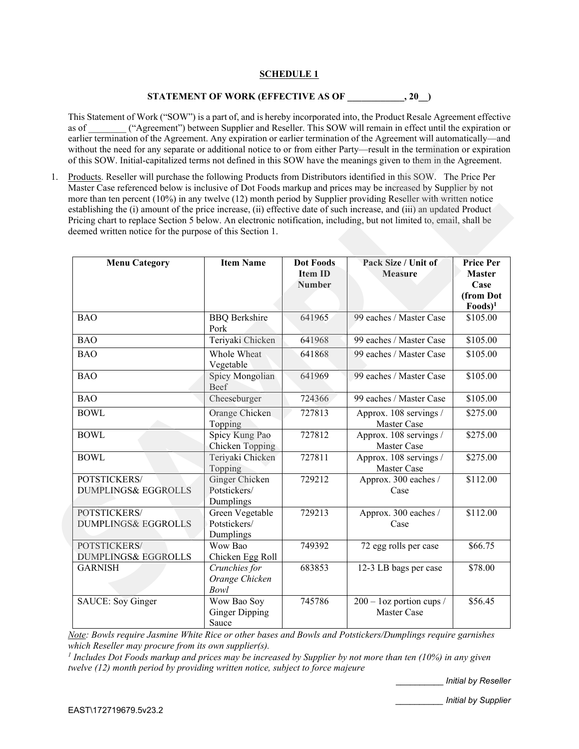**SCHEDULE 1**

**STATEMENT OF WORK (EFFECTIVE AS OF ____________, 20__)**

This Statement of Work ("SOW") is a part of, and is hereby incorporated into, the Product Resale Agreement effective as of ________ ("Agreement") between Supplier and Reseller. This SOW will remain in effect until the expiration or earlier termination of the Agreement. Any expiration or earlier termination of the Agreement will automatically—and without the need for any separate or additional notice to or from either Party—result in the termination or expiration of this SOW. Initial-capitalized terms not defined in this SOW have the meanings given to them in the Agreement.

1. Products. Reseller will purchase the following Products from Distributors identified in this SOW. The Price Per Master Case referenced below is inclusive of Dot Foods markup and prices may be increased by Supplier by not more than ten percent (10%) in any twelve (12) month period by Supplier providing Reseller with written notice establishing the (i) amount of the price increase, (ii) effective date of such increase, and (iii) an updated Product Pricing chart to replace Section 5 below. An electronic notification, including, but not limited to, email, shall be deemed written notice for the purpose of this Section 1.

| Menu Category | Item Name | Dot Foods Item ID Number | Pack Size / Unit of Measure | Price Per Master Case (from Dot Foods)[1] |
|---|---|---|---|---|
| BAO | BBQ Berkshire Pork | 641965 | 99 eaches / Master Case | $105.00 |
| BAO | Teriyaki Chicken | 641968 | 99 eaches / Master Case | $105.00 |
| BAO | Whole Wheat Vegetable | 641868 | 99 eaches / Master Case | $105.00 |
| BAO | Spicy Mongolian Beef | 641969 | 99 eaches / Master Case | $105.00 |
| BAO | Cheeseburger | 724366 | 99 eaches / Master Case | $105.00 |
| BOWL | Orange Chicken Topping | 727813 | Approx. 108 servings / Master Case | $275.00 |
| BOWL | Spicy Kung Pao Chicken Topping | 727812 | Approx. 108 servings / Master Case | $275.00 |
| BOWL | Teriyaki Chicken Topping | 727811 | Approx. 108 servings / Master Case | $275.00 |
| POTSTICKERS/ DUMPLINGS& EGGROLLS | Ginger Chicken Potstickers/ Dumplings | 729212 | Approx. 300 eaches / Case | $112.00 |
| POTSTICKERS/ DUMPLINGS& EGGROLLS | Green Vegetable Potstickers/ Dumplings | 729213 | Approx. 300 eaches / Case | $112.00 |
| POTSTICKERS/ DUMPLINGS& EGGROLLS | Wow Bao Chicken Egg Roll | 749392 | 72 egg rolls per case | $66.75 |
| GARNISH | *Crunchies for Orange Chicken Bowl* | 683853 | 12-3 LB bags per case | $78.00 |
| SAUCE: Soy Ginger | Wow Bao Soy Ginger Dipping Sauce | 745786 | 200 – 1oz portion cups / Master Case | $56.45 |

*Note: Bowls require Jasmine White Rice or other bases and Bowls and Potstickers/Dumplings require garnishes which Reseller may procure from its own supplier(s).*

*[1] Includes Dot Foods markup and prices may be increased by Supplier by not more than ten (10%) in any given twelve (12) month period by providing written notice, subject to force majeure*

__________ *Initial by Reseller*

__________ *Initial by Supplier*

EAST\172719679.5v23.2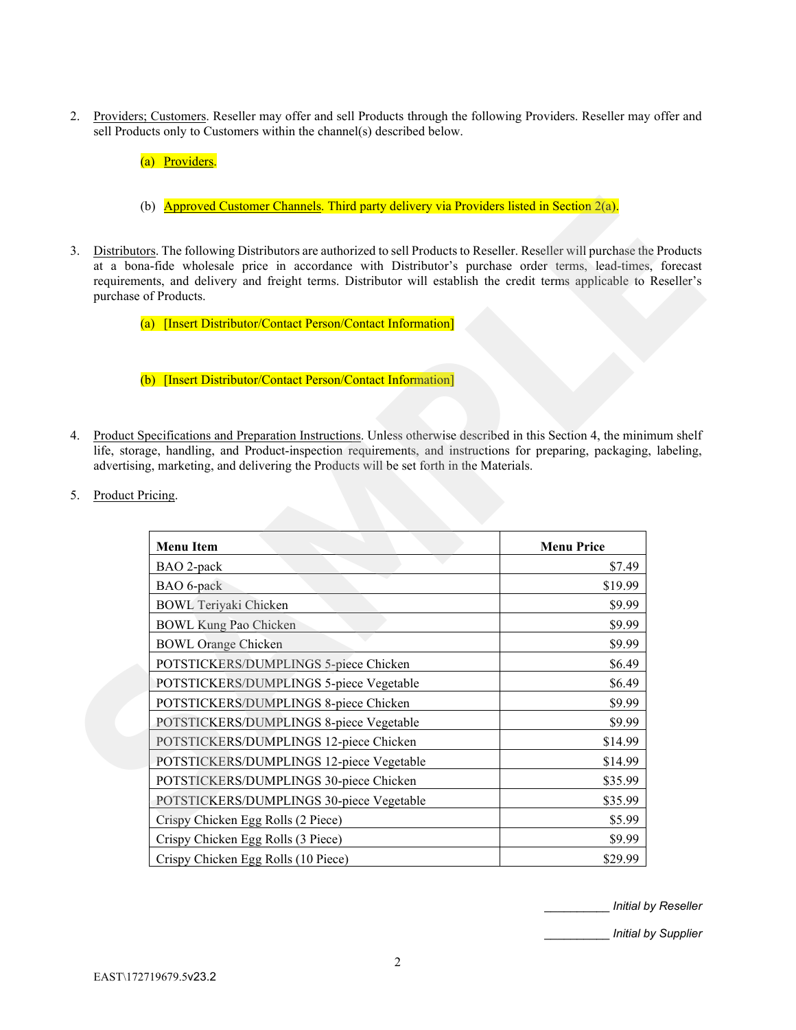2. Providers; Customers. Reseller may offer and sell Products through the following Providers. Reseller may offer and sell Products only to Customers within the channel(s) described below.

   (a) Providers.

   (b) Approved Customer Channels. Third party delivery via Providers listed in Section 2(a).

3. Distributors. The following Distributors are authorized to sell Products to Reseller. Reseller will purchase the Products at a bona-fide wholesale price in accordance with Distributor's purchase order terms, lead-times, forecast requirements, and delivery and freight terms. Distributor will establish the credit terms applicable to Reseller's purchase of Products.

   (a) [Insert Distributor/Contact Person/Contact Information]

   (b) [Insert Distributor/Contact Person/Contact Information]

4. Product Specifications and Preparation Instructions. Unless otherwise described in this Section 4, the minimum shelf life, storage, handling, and Product-inspection requirements, and instructions for preparing, packaging, labeling, advertising, marketing, and delivering the Products will be set forth in the Materials.

5. Product Pricing.

| Menu Item | Menu Price |
|---|---:|
| BAO 2-pack | $7.49 |
| BAO 6-pack | $19.99 |
| BOWL Teriyaki Chicken | $9.99 |
| BOWL Kung Pao Chicken | $9.99 |
| BOWL Orange Chicken | $9.99 |
| POTSTICKERS/DUMPLINGS 5-piece Chicken | $6.49 |
| POTSTICKERS/DUMPLINGS 5-piece Vegetable | $6.49 |
| POTSTICKERS/DUMPLINGS 8-piece Chicken | $9.99 |
| POTSTICKERS/DUMPLINGS 8-piece Vegetable | $9.99 |
| POTSTICKERS/DUMPLINGS 12-piece Chicken | $14.99 |
| POTSTICKERS/DUMPLINGS 12-piece Vegetable | $14.99 |
| POTSTICKERS/DUMPLINGS 30-piece Chicken | $35.99 |
| POTSTICKERS/DUMPLINGS 30-piece Vegetable | $35.99 |
| Crispy Chicken Egg Rolls (2 Piece) | $5.99 |
| Crispy Chicken Egg Rolls (3 Piece) | $9.99 |
| Crispy Chicken Egg Rolls (10 Piece) | $29.99 |

__________ *Initial by Reseller*

__________ *Initial by Supplier*

EAST\172719679.5v23.2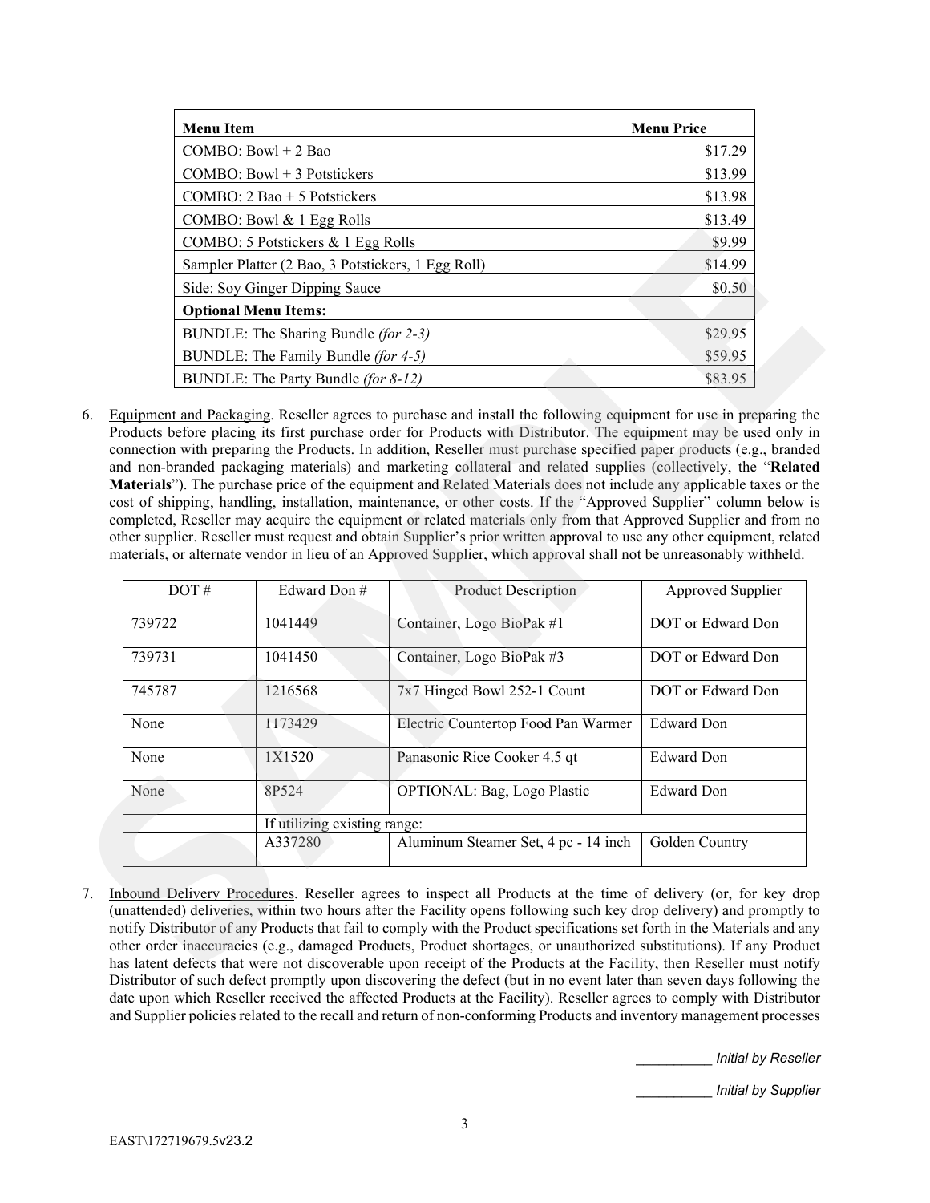| Menu Item | Menu Price |
| --- | --- |
| COMBO: Bowl + 2 Bao | $17.29 |
| COMBO: Bowl + 3 Potstickers | $13.99 |
| COMBO: 2 Bao + 5 Potstickers | $13.98 |
| COMBO: Bowl & 1 Egg Rolls | $13.49 |
| COMBO: 5 Potstickers & 1 Egg Rolls | $9.99 |
| Sampler Platter (2 Bao, 3 Potstickers, 1 Egg Roll) | $14.99 |
| Side: Soy Ginger Dipping Sauce | $0.50 |
| **Optional Menu Items:** | |
| BUNDLE: The Sharing Bundle *(for 2-3)* | $29.95 |
| BUNDLE: The Family Bundle *(for 4-5)* | $59.95 |
| BUNDLE: The Party Bundle *(for 8-12)* | $83.95 |

6. Equipment and Packaging. Reseller agrees to purchase and install the following equipment for use in preparing the Products before placing its first purchase order for Products with Distributor. The equipment may be used only in connection with preparing the Products. In addition, Reseller must purchase specified paper products (e.g., branded and non-branded packaging materials) and marketing collateral and related supplies (collectively, the "**Related Materials**"). The purchase price of the equipment and Related Materials does not include any applicable taxes or the cost of shipping, handling, installation, maintenance, or other costs. If the "Approved Supplier" column below is completed, Reseller may acquire the equipment or related materials only from that Approved Supplier and from no other supplier. Reseller must request and obtain Supplier's prior written approval to use any other equipment, related materials, or alternate vendor in lieu of an Approved Supplier, which approval shall not be unreasonably withheld.

| DOT # | Edward Don # | Product Description | Approved Supplier |
| --- | --- | --- | --- |
| 739722 | 1041449 | Container, Logo BioPak #1 | DOT or Edward Don |
| 739731 | 1041450 | Container, Logo BioPak #3 | DOT or Edward Don |
| 745787 | 1216568 | 7x7 Hinged Bowl 252-1 Count | DOT or Edward Don |
| None | 1173429 | Electric Countertop Food Pan Warmer | Edward Don |
| None | 1X1520 | Panasonic Rice Cooker 4.5 qt | Edward Don |
| None | 8P524 | OPTIONAL: Bag, Logo Plastic | Edward Don |
| | If utilizing existing range: | | |
| | A337280 | Aluminum Steamer Set, 4 pc - 14 inch | Golden Country |

7. Inbound Delivery Procedures. Reseller agrees to inspect all Products at the time of delivery (or, for key drop (unattended) deliveries, within two hours after the Facility opens following such key drop delivery) and promptly to notify Distributor of any Products that fail to comply with the Product specifications set forth in the Materials and any other order inaccuracies (e.g., damaged Products, Product shortages, or unauthorized substitutions). If any Product has latent defects that were not discoverable upon receipt of the Products at the Facility, then Reseller must notify Distributor of such defect promptly upon discovering the defect (but in no event later than seven days following the date upon which Reseller received the affected Products at the Facility). Reseller agrees to comply with Distributor and Supplier policies related to the recall and return of non-conforming Products and inventory management processes

__________ *Initial by Reseller*

__________ *Initial by Supplier*

EAST\172719679.5v23.2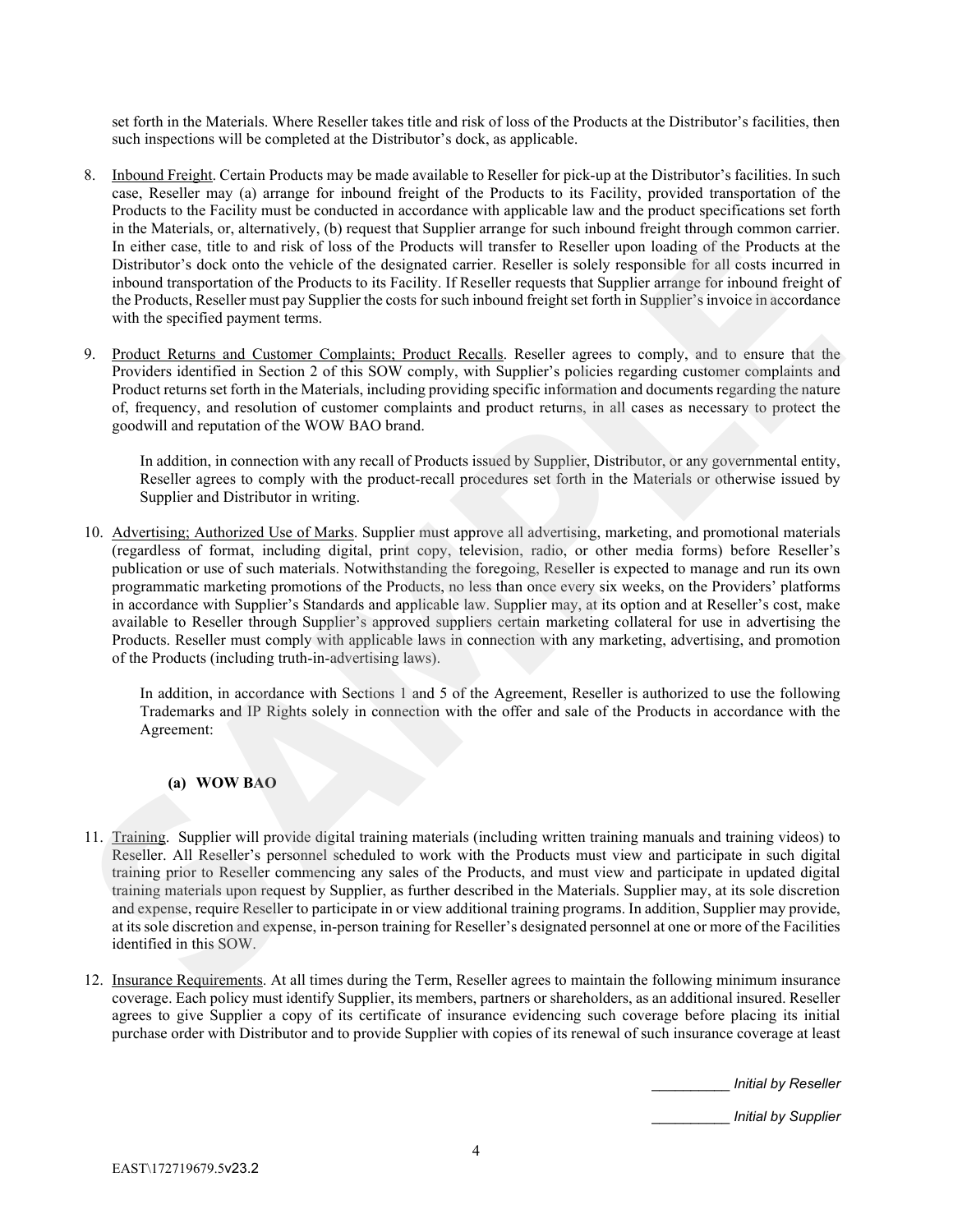set forth in the Materials. Where Reseller takes title and risk of loss of the Products at the Distributor's facilities, then such inspections will be completed at the Distributor's dock, as applicable.

8. Inbound Freight. Certain Products may be made available to Reseller for pick-up at the Distributor's facilities. In such case, Reseller may (a) arrange for inbound freight of the Products to its Facility, provided transportation of the Products to the Facility must be conducted in accordance with applicable law and the product specifications set forth in the Materials, or, alternatively, (b) request that Supplier arrange for such inbound freight through common carrier. In either case, title to and risk of loss of the Products will transfer to Reseller upon loading of the Products at the Distributor's dock onto the vehicle of the designated carrier. Reseller is solely responsible for all costs incurred in inbound transportation of the Products to its Facility. If Reseller requests that Supplier arrange for inbound freight of the Products, Reseller must pay Supplier the costs for such inbound freight set forth in Supplier's invoice in accordance with the specified payment terms.

9. Product Returns and Customer Complaints; Product Recalls. Reseller agrees to comply, and to ensure that the Providers identified in Section 2 of this SOW comply, with Supplier's policies regarding customer complaints and Product returns set forth in the Materials, including providing specific information and documents regarding the nature of, frequency, and resolution of customer complaints and product returns, in all cases as necessary to protect the goodwill and reputation of the WOW BAO brand.

   In addition, in connection with any recall of Products issued by Supplier, Distributor, or any governmental entity, Reseller agrees to comply with the product-recall procedures set forth in the Materials or otherwise issued by Supplier and Distributor in writing.

10. Advertising; Authorized Use of Marks. Supplier must approve all advertising, marketing, and promotional materials (regardless of format, including digital, print copy, television, radio, or other media forms) before Reseller's publication or use of such materials. Notwithstanding the foregoing, Reseller is expected to manage and run its own programmatic marketing promotions of the Products, no less than once every six weeks, on the Providers' platforms in accordance with Supplier's Standards and applicable law. Supplier may, at its option and at Reseller's cost, make available to Reseller through Supplier's approved suppliers certain marketing collateral for use in advertising the Products. Reseller must comply with applicable laws in connection with any marketing, advertising, and promotion of the Products (including truth-in-advertising laws).

    In addition, in accordance with Sections 1 and 5 of the Agreement, Reseller is authorized to use the following Trademarks and IP Rights solely in connection with the offer and sale of the Products in accordance with the Agreement:

    **(a) WOW BAO**

11. Training. Supplier will provide digital training materials (including written training manuals and training videos) to Reseller. All Reseller's personnel scheduled to work with the Products must view and participate in such digital training prior to Reseller commencing any sales of the Products, and must view and participate in updated digital training materials upon request by Supplier, as further described in the Materials. Supplier may, at its sole discretion and expense, require Reseller to participate in or view additional training programs. In addition, Supplier may provide, at its sole discretion and expense, in-person training for Reseller's designated personnel at one or more of the Facilities identified in this SOW.

12. Insurance Requirements. At all times during the Term, Reseller agrees to maintain the following minimum insurance coverage. Each policy must identify Supplier, its members, partners or shareholders, as an additional insured. Reseller agrees to give Supplier a copy of its certificate of insurance evidencing such coverage before placing its initial purchase order with Distributor and to provide Supplier with copies of its renewal of such insurance coverage at least

_________ *Initial by Reseller*

_________ *Initial by Supplier*

EAST\172719679.5v23.2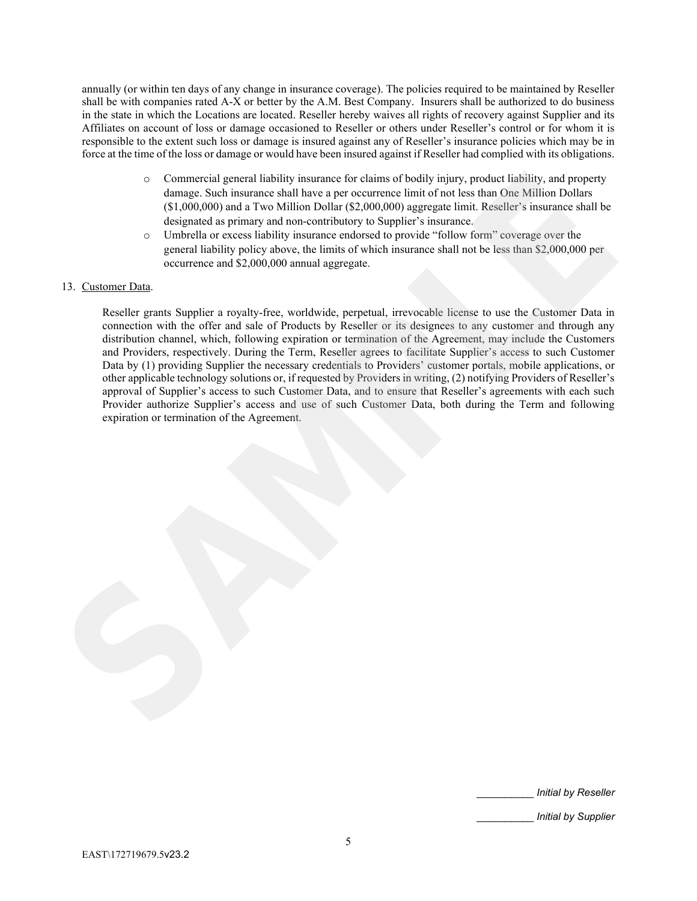annually (or within ten days of any change in insurance coverage). The policies required to be maintained by Reseller shall be with companies rated A-X or better by the A.M. Best Company. Insurers shall be authorized to do business in the state in which the Locations are located. Reseller hereby waives all rights of recovery against Supplier and its Affiliates on account of loss or damage occasioned to Reseller or others under Reseller's control or for whom it is responsible to the extent such loss or damage is insured against any of Reseller's insurance policies which may be in force at the time of the loss or damage or would have been insured against if Reseller had complied with its obligations.

- Commercial general liability insurance for claims of bodily injury, product liability, and property damage. Such insurance shall have a per occurrence limit of not less than One Million Dollars ($1,000,000) and a Two Million Dollar ($2,000,000) aggregate limit. Reseller's insurance shall be designated as primary and non-contributory to Supplier's insurance.
- Umbrella or excess liability insurance endorsed to provide "follow form" coverage over the general liability policy above, the limits of which insurance shall not be less than $2,000,000 per occurrence and $2,000,000 annual aggregate.

13. Customer Data.

Reseller grants Supplier a royalty-free, worldwide, perpetual, irrevocable license to use the Customer Data in connection with the offer and sale of Products by Reseller or its designees to any customer and through any distribution channel, which, following expiration or termination of the Agreement, may include the Customers and Providers, respectively. During the Term, Reseller agrees to facilitate Supplier's access to such Customer Data by (1) providing Supplier the necessary credentials to Providers' customer portals, mobile applications, or other applicable technology solutions or, if requested by Providers in writing, (2) notifying Providers of Reseller's approval of Supplier's access to such Customer Data, and to ensure that Reseller's agreements with each such Provider authorize Supplier's access and use of such Customer Data, both during the Term and following expiration or termination of the Agreement.

__________ *Initial by Reseller*

__________ *Initial by Supplier*

EAST\172719679.5v23.2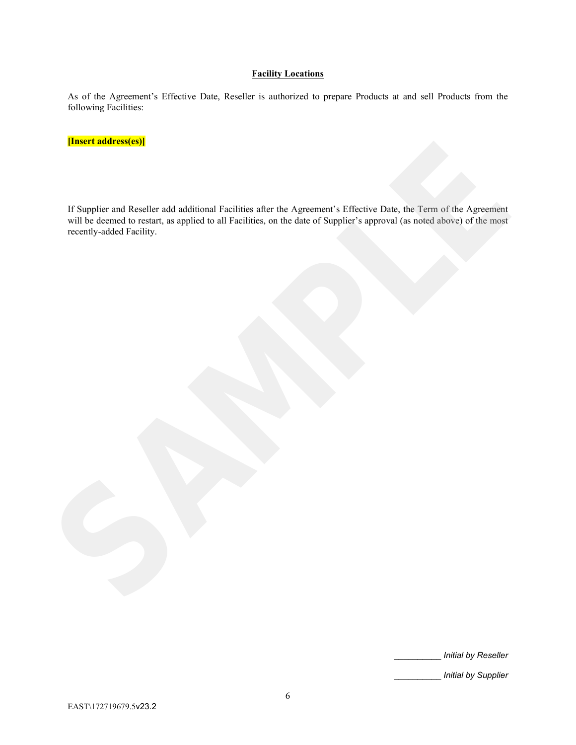**Facility Locations**

As of the Agreement's Effective Date, Reseller is authorized to prepare Products at and sell Products from the following Facilities:

**[Insert address(es)]**

If Supplier and Reseller add additional Facilities after the Agreement's Effective Date, the Term of the Agreement will be deemed to restart, as applied to all Facilities, on the date of Supplier's approval (as noted above) of the most recently-added Facility.

__________ *Initial by Reseller*

__________ *Initial by Supplier*

EAST\172719679.5v23.2